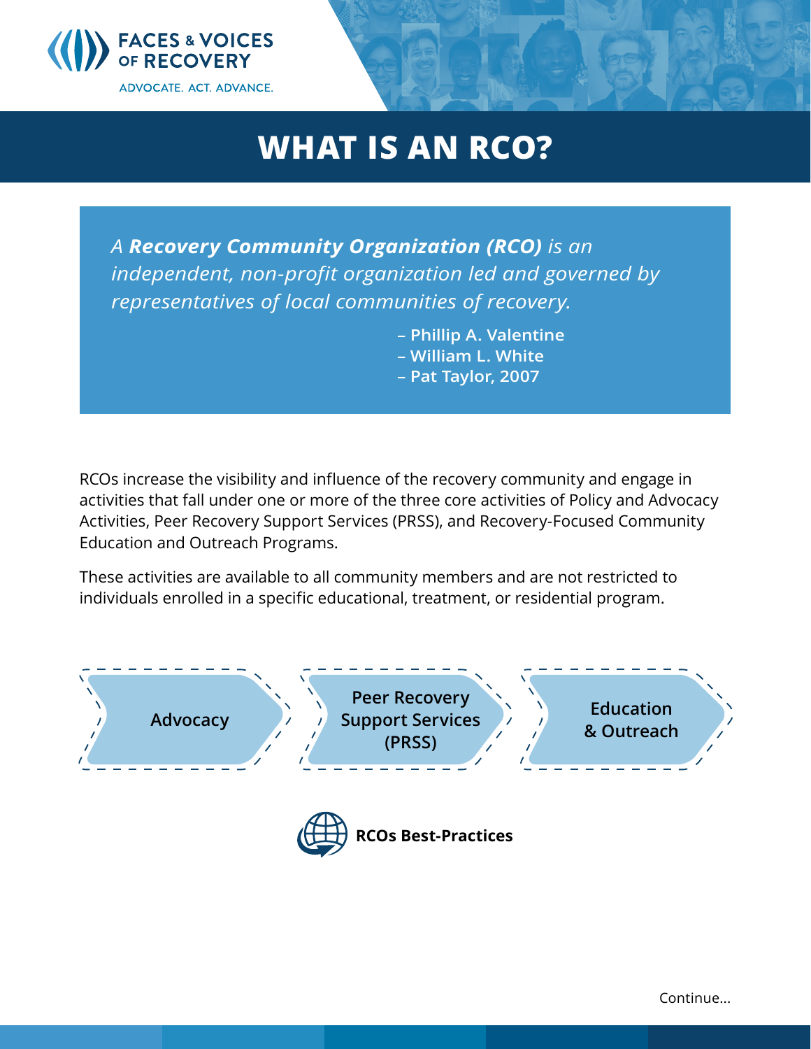FACES & VOICES OF RECOVERY

ADVOCATE. ACT. ADVANCE.

# WHAT IS AN RCO?

> *A **Recovery Community Organization (RCO)** is an independent, non-profit organization led and governed by representatives of local communities of recovery.*
>
> **– Phillip A. Valentine**
> **– William L. White**
> **– Pat Taylor, 2007**

RCOs increase the visibility and influence of the recovery community and engage in activities that fall under one or more of the three core activities of Policy and Advocacy Activities, Peer Recovery Support Services (PRSS), and Recovery-Focused Community Education and Outreach Programs.

These activities are available to all community members and are not restricted to individuals enrolled in a specific educational, treatment, or residential program.

- Advocacy
- Peer Recovery Support Services (PRSS)
- Education & Outreach

**RCOs Best-Practices**

Continue...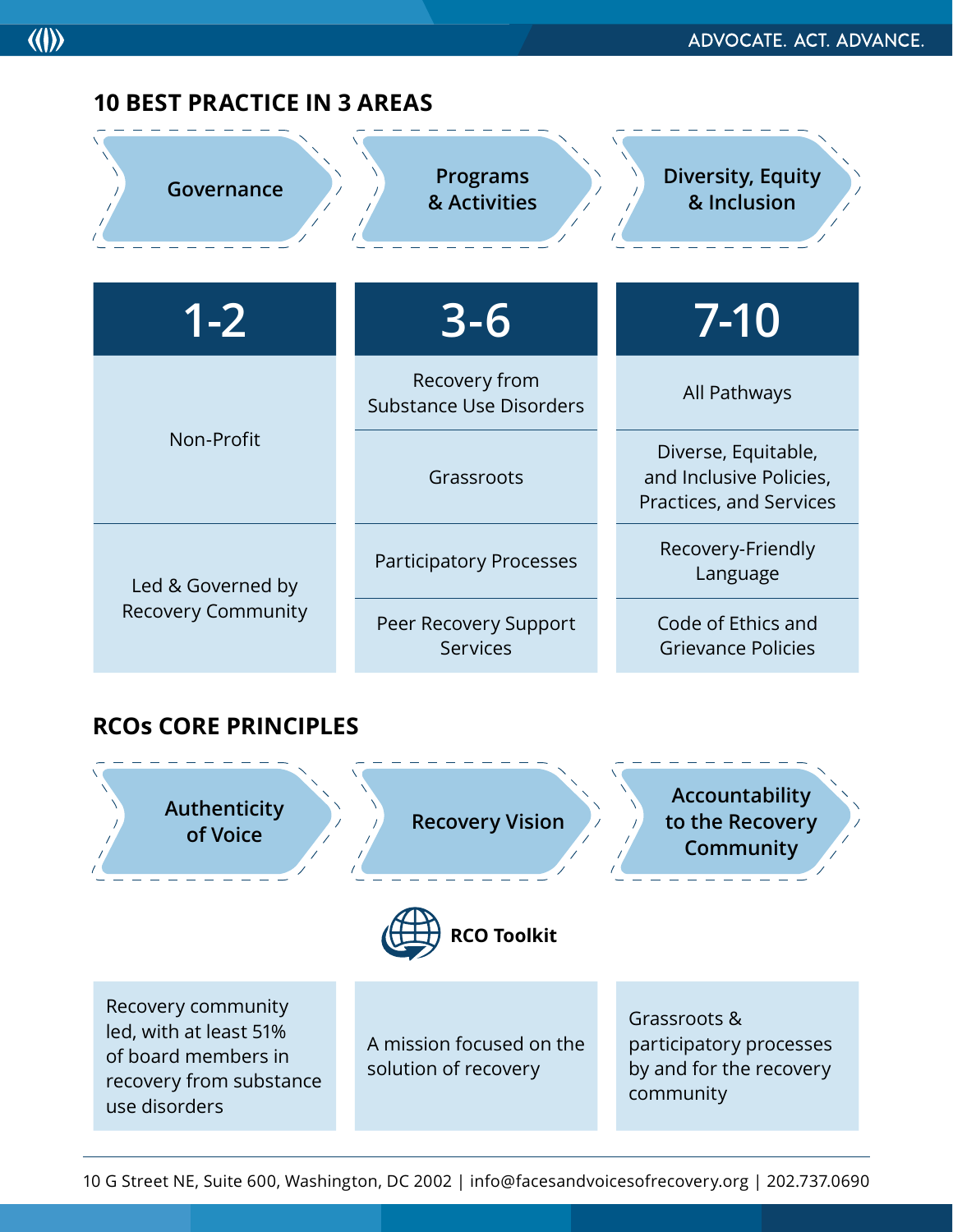## 10 BEST PRACTICE IN 3 AREAS

| Governance | Programs & Activities | Diversity, Equity & Inclusion |
|---|---|---|
| **1-2** | **3-6** | **7-10** |
| Non-Profit | Recovery from Substance Use Disorders | All Pathways |
| | Grassroots | Diverse, Equitable, and Inclusive Policies, Practices, and Services |
| Led & Governed by Recovery Community | Participatory Processes | Recovery-Friendly Language |
| | Peer Recovery Support Services | Code of Ethics and Grievance Policies |

## RCOs CORE PRINCIPLES

| Authenticity of Voice | Recovery Vision | Accountability to the Recovery Community |
|---|---|---|
| Recovery community led, with at least 51% of board members in recovery from substance use disorders | A mission focused on the solution of recovery | Grassroots & participatory processes by and for the recovery community |

**RCO Toolkit**

10 G Street NE, Suite 600, Washington, DC 2002 | info@facesandvoicesofrecovery.org | 202.737.0690